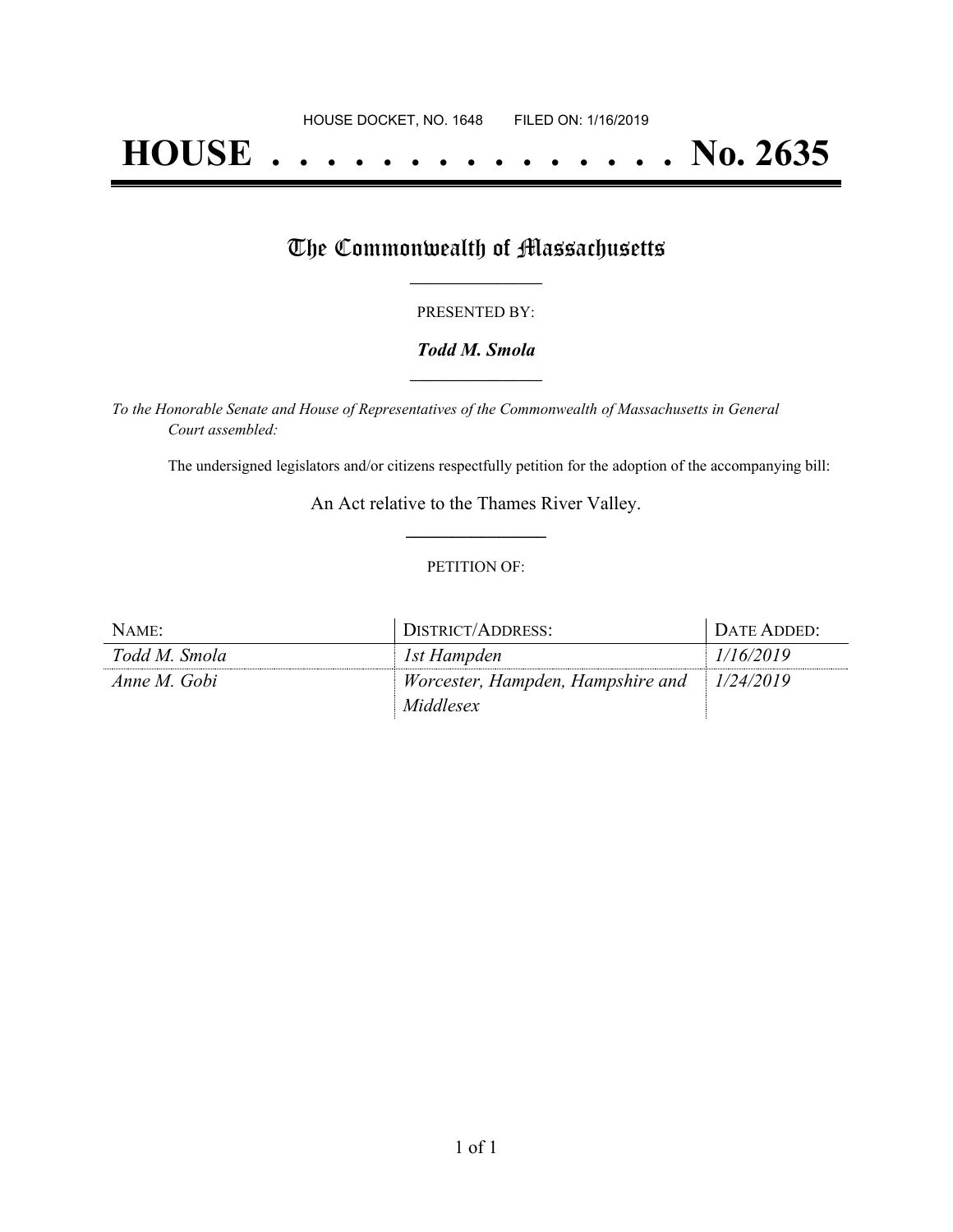HOUSE DOCKET, NO. 1648 FILED ON: 1/16/2019

# HOUSE . . . . . . . . . . . . . . . No. 2635

## The Commonwealth of Massachusetts

PRESENTED BY:

***Todd M. Smola***

*To the Honorable Senate and House of Representatives of the Commonwealth of Massachusetts in General Court assembled:*

The undersigned legislators and/or citizens respectfully petition for the adoption of the accompanying bill:

An Act relative to the Thames River Valley.

PETITION OF:

| NAME: | DISTRICT/ADDRESS: | DATE ADDED: |
|---|---|---|
| *Todd M. Smola* | *1st Hampden* | *1/16/2019* |
| *Anne M. Gobi* | *Worcester, Hampden, Hampshire and Middlesex* | *1/24/2019* |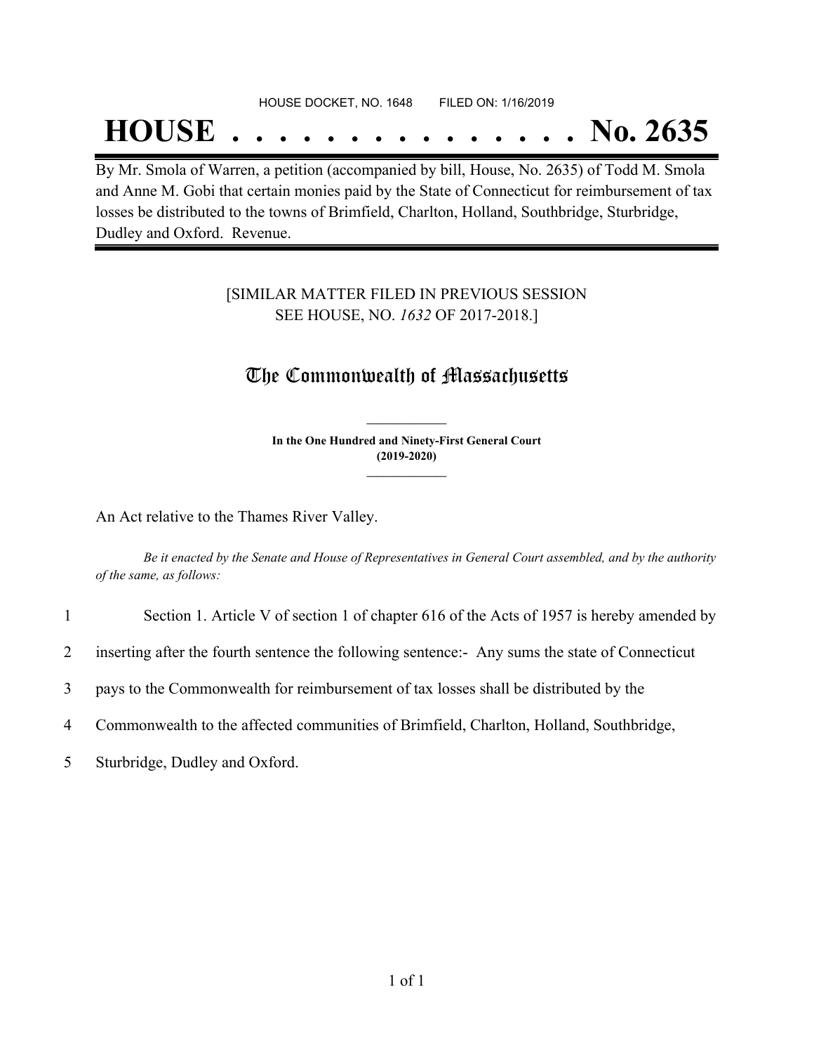HOUSE DOCKET, NO. 1648 FILED ON: 1/16/2019

# HOUSE . . . . . . . . . . . . . . . No. 2635

By Mr. Smola of Warren, a petition (accompanied by bill, House, No. 2635) of Todd M. Smola and Anne M. Gobi that certain monies paid by the State of Connecticut for reimbursement of tax losses be distributed to the towns of Brimfield, Charlton, Holland, Southbridge, Sturbridge, Dudley and Oxford. Revenue.

[SIMILAR MATTER FILED IN PREVIOUS SESSION
SEE HOUSE, NO. *1632* OF 2017-2018.]

## The Commonwealth of Massachusetts

**In the One Hundred and Ninety-First General Court**
**(2019-2020)**

An Act relative to the Thames River Valley.

*Be it enacted by the Senate and House of Representatives in General Court assembled, and by the authority of the same, as follows:*

1 Section 1. Article V of section 1 of chapter 616 of the Acts of 1957 is hereby amended by
2 inserting after the fourth sentence the following sentence:- Any sums the state of Connecticut
3 pays to the Commonwealth for reimbursement of tax losses shall be distributed by the
4 Commonwealth to the affected communities of Brimfield, Charlton, Holland, Southbridge,
5 Sturbridge, Dudley and Oxford.